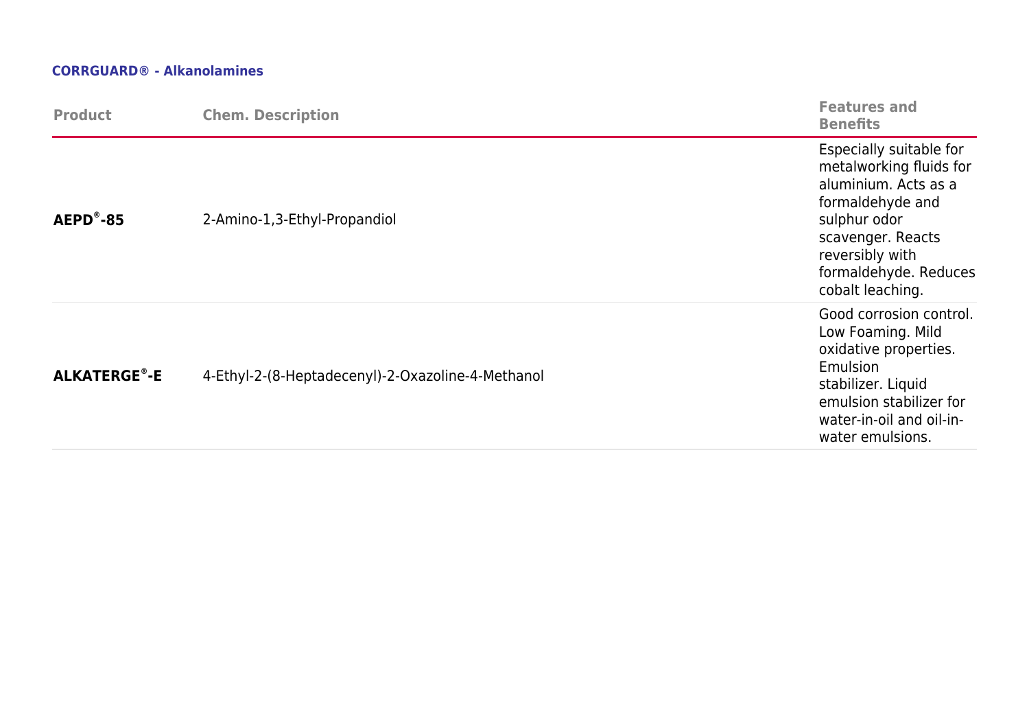**CORRGUARD® - Alkanolamines**

| Product | Chem. Description | Features and Benefits |
|---|---|---|
| **AEPD®-85** | 2-Amino-1,3-Ethyl-Propandiol | Especially suitable for metalworking fluids for aluminium. Acts as a formaldehyde and sulphur odor scavenger. Reacts reversibly with formaldehyde. Reduces cobalt leaching. |
| **ALKATERGE®-E** | 4-Ethyl-2-(8-Heptadecenyl)-2-Oxazoline-4-Methanol | Good corrosion control. Low Foaming. Mild oxidative properties. Emulsion stabilizer. Liquid emulsion stabilizer for water-in-oil and oil-in-water emulsions. |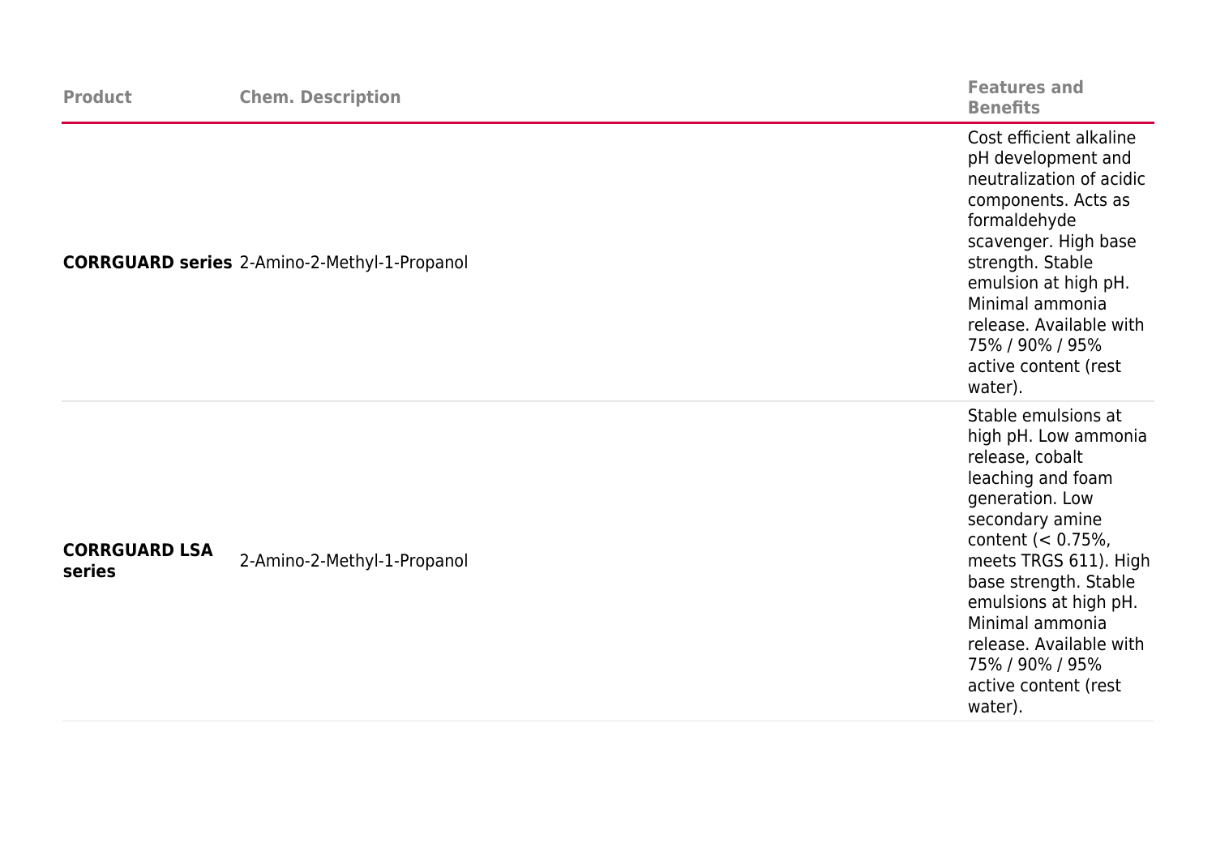| Product | Chem. Description | Features and Benefits |
|---|---|---|
| **CORRGUARD series** | 2-Amino-2-Methyl-1-Propanol | Cost efficient alkaline pH development and neutralization of acidic components. Acts as formaldehyde scavenger. High base strength. Stable emulsion at high pH. Minimal ammonia release. Available with 75% / 90% / 95% active content (rest water). |
| **CORRGUARD LSA series** | 2-Amino-2-Methyl-1-Propanol | Stable emulsions at high pH. Low ammonia release, cobalt leaching and foam generation. Low secondary amine content (< 0.75%, meets TRGS 611). High base strength. Stable emulsions at high pH. Minimal ammonia release. Available with 75% / 90% / 95% active content (rest water). |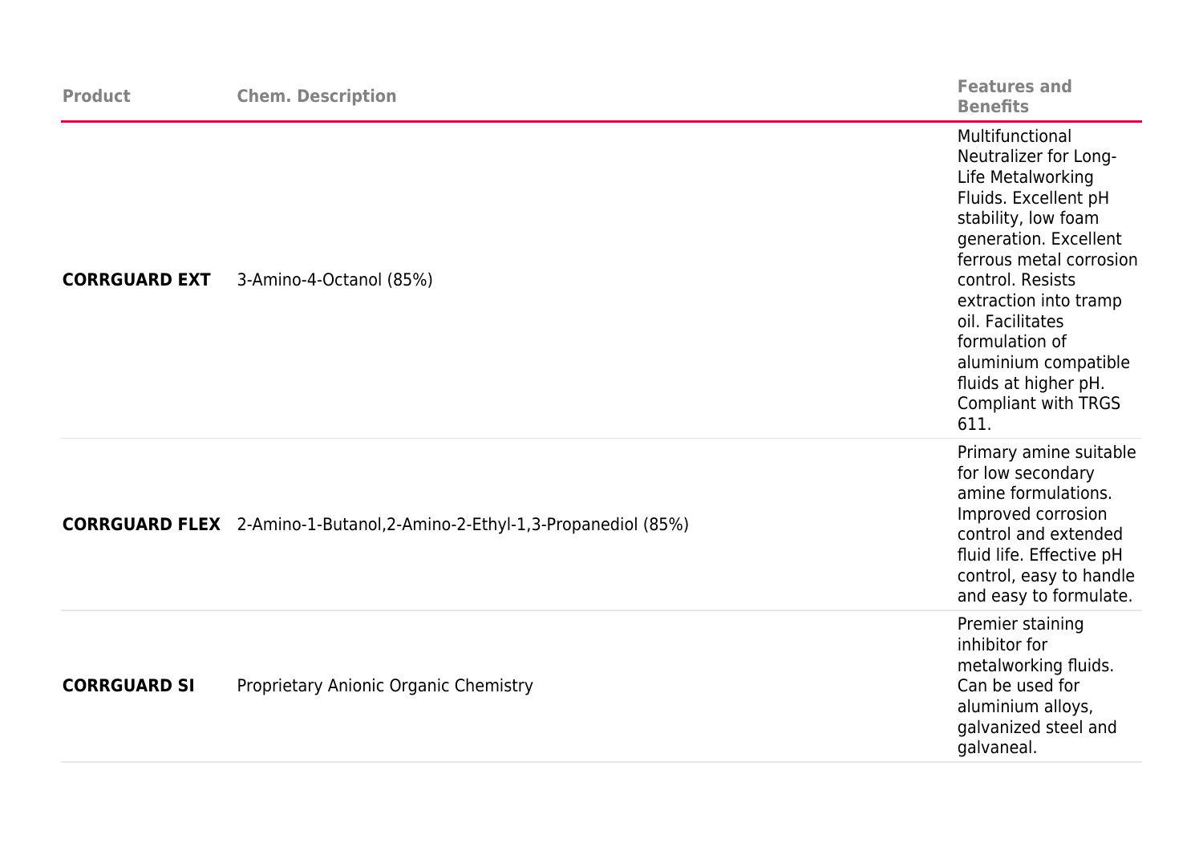| Product | Chem. Description | Features and Benefits |
| --- | --- | --- |
| **CORRGUARD EXT** | 3-Amino-4-Octanol (85%) | Multifunctional Neutralizer for Long-Life Metalworking Fluids. Excellent pH stability, low foam generation. Excellent ferrous metal corrosion control. Resists extraction into tramp oil. Facilitates formulation of aluminium compatible fluids at higher pH. Compliant with TRGS 611. |
| **CORRGUARD FLEX** | 2-Amino-1-Butanol,2-Amino-2-Ethyl-1,3-Propanediol (85%) | Primary amine suitable for low secondary amine formulations. Improved corrosion control and extended fluid life. Effective pH control, easy to handle and easy to formulate. |
| **CORRGUARD SI** | Proprietary Anionic Organic Chemistry | Premier staining inhibitor for metalworking fluids. Can be used for aluminium alloys, galvanized steel and galvaneal. |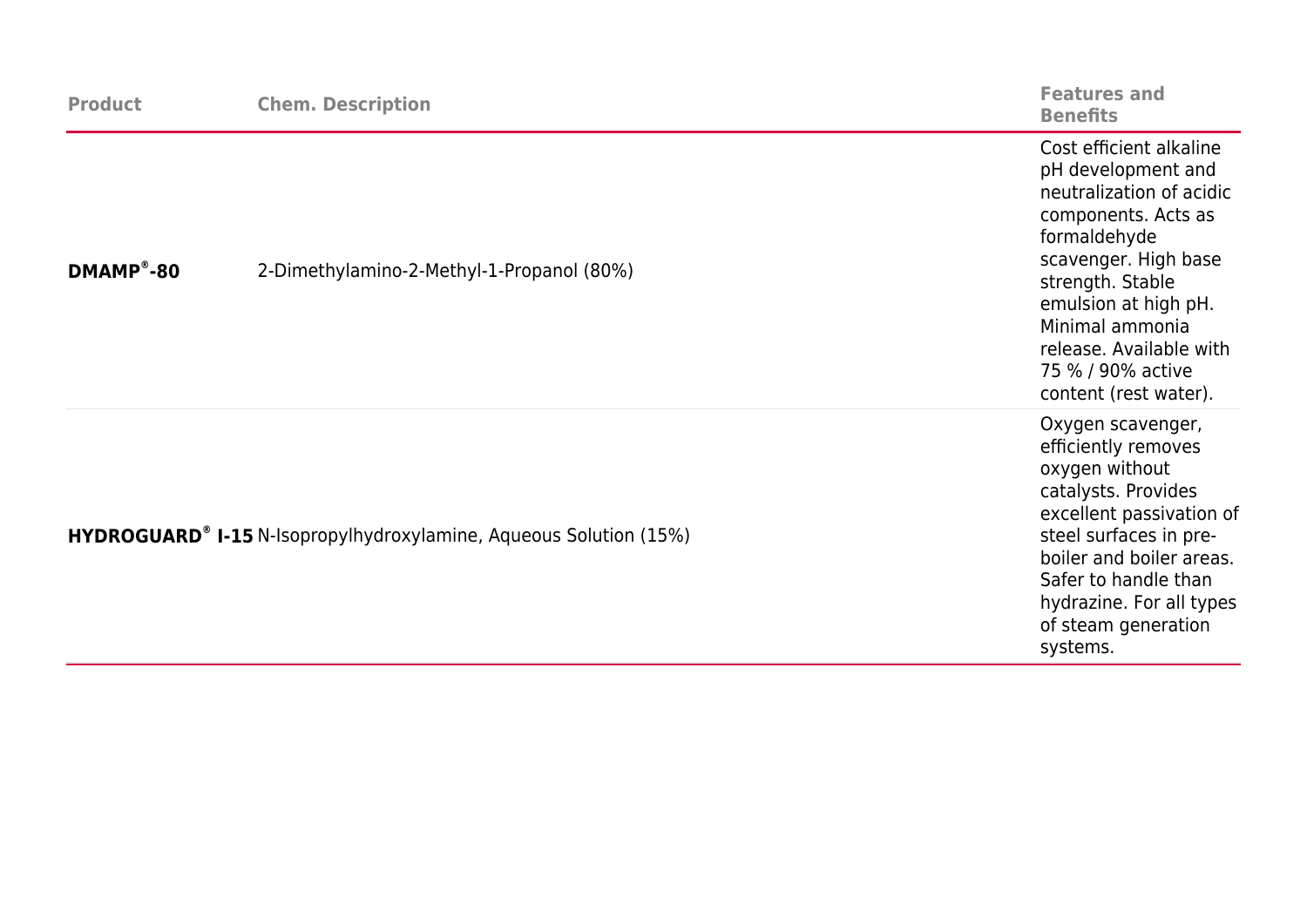| Product | Chem. Description | Features and Benefits |
|---|---|---|
| **DMAMP®-80** | 2-Dimethylamino-2-Methyl-1-Propanol (80%) | Cost efficient alkaline pH development and neutralization of acidic components. Acts as formaldehyde scavenger. High base strength. Stable emulsion at high pH. Minimal ammonia release. Available with 75 % / 90% active content (rest water). |
| **HYDROGUARD® I-15** | N-Isopropylhydroxylamine, Aqueous Solution (15%) | Oxygen scavenger, efficiently removes oxygen without catalysts. Provides excellent passivation of steel surfaces in pre-boiler and boiler areas. Safer to handle than hydrazine. For all types of steam generation systems. |